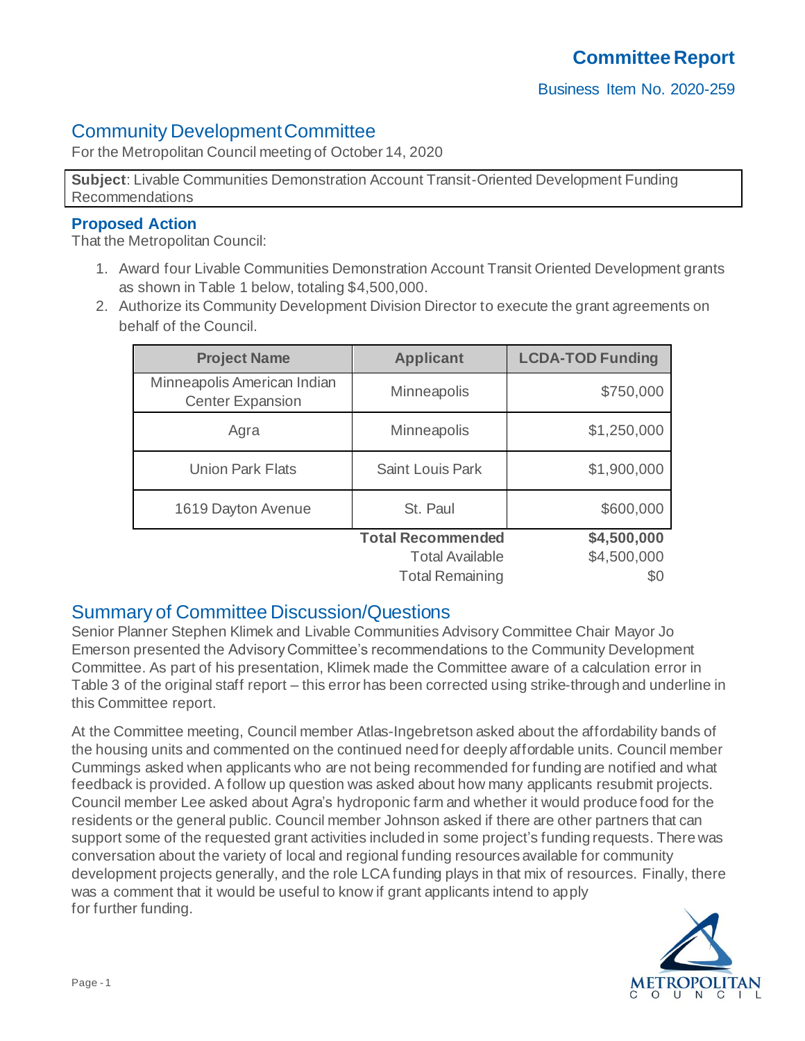# Committee Report

Business Item No. 2020-259

## Community Development Committee

For the Metropolitan Council meeting of October 14, 2020

**Subject**: Livable Communities Demonstration Account Transit-Oriented Development Funding Recommendations

### Proposed Action

That the Metropolitan Council:

1. Award four Livable Communities Demonstration Account Transit Oriented Development grants as shown in Table 1 below, totaling $4,500,000.
2. Authorize its Community Development Division Director to execute the grant agreements on behalf of the Council.

| Project Name | Applicant | LCDA-TOD Funding |
|---|---|---|
| Minneapolis American Indian Center Expansion | Minneapolis | $750,000 |
| Agra | Minneapolis | $1,250,000 |
| Union Park Flats | Saint Louis Park | $1,900,000 |
| 1619 Dayton Avenue | St. Paul | $600,000 |
| | **Total Recommended** | **$4,500,000** |
| | Total Available | $4,500,000 |
| | Total Remaining | $0 |

## Summary of Committee Discussion/Questions

Senior Planner Stephen Klimek and Livable Communities Advisory Committee Chair Mayor Jo Emerson presented the Advisory Committee's recommendations to the Community Development Committee. As part of his presentation, Klimek made the Committee aware of a calculation error in Table 3 of the original staff report – this error has been corrected using strike-through and underline in this Committee report.

At the Committee meeting, Council member Atlas-Ingebretson asked about the affordability bands of the housing units and commented on the continued need for deeply affordable units. Council member Cummings asked when applicants who are not being recommended for funding are notified and what feedback is provided. A follow up question was asked about how many applicants resubmit projects. Council member Lee asked about Agra's hydroponic farm and whether it would produce food for the residents or the general public. Council member Johnson asked if there are other partners that can support some of the requested grant activities included in some project's funding requests. There was conversation about the variety of local and regional funding resources available for community development projects generally, and the role LCA funding plays in that mix of resources. Finally, there was a comment that it would be useful to know if grant applicants intend to apply for further funding.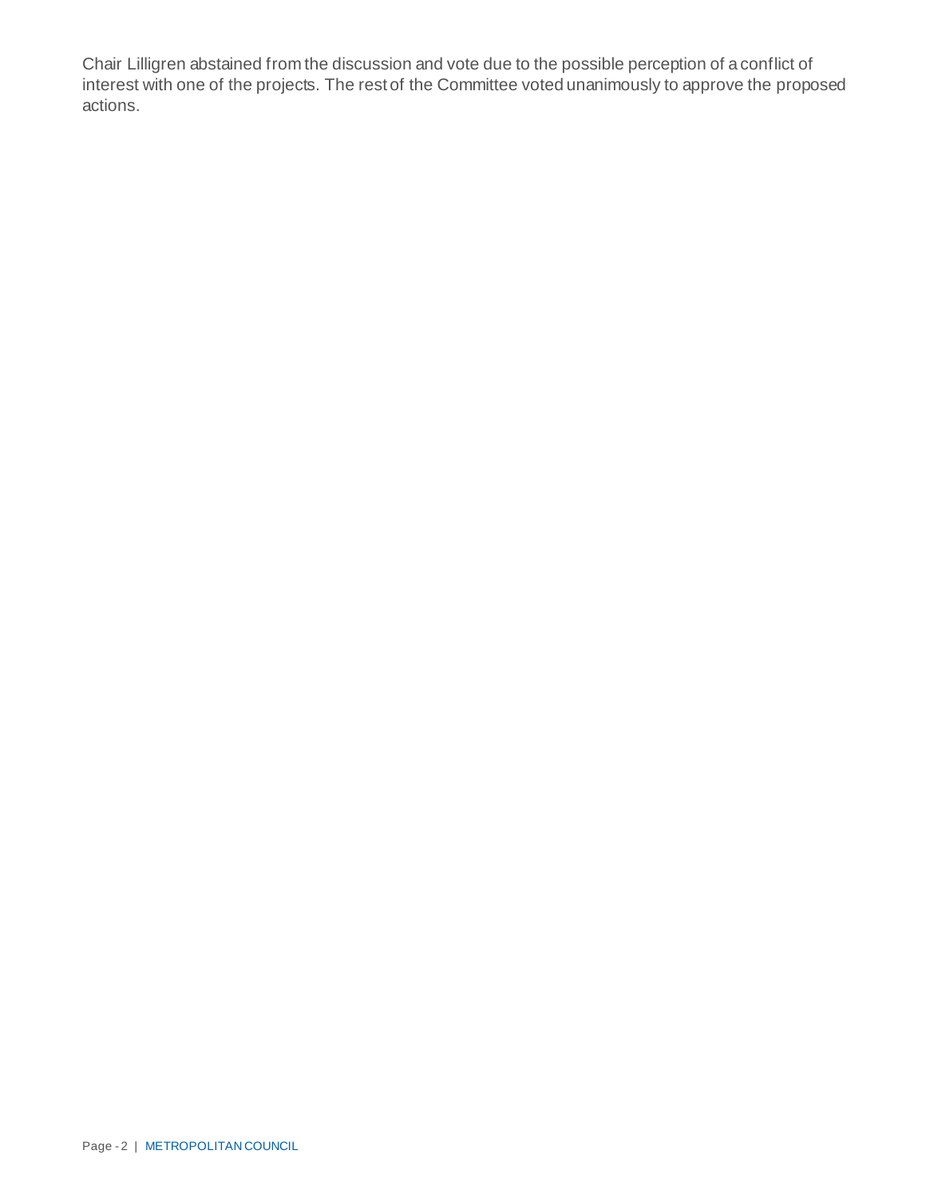Chair Lilligren abstained from the discussion and vote due to the possible perception of a conflict of interest with one of the projects. The rest of the Committee voted unanimously to approve the proposed actions.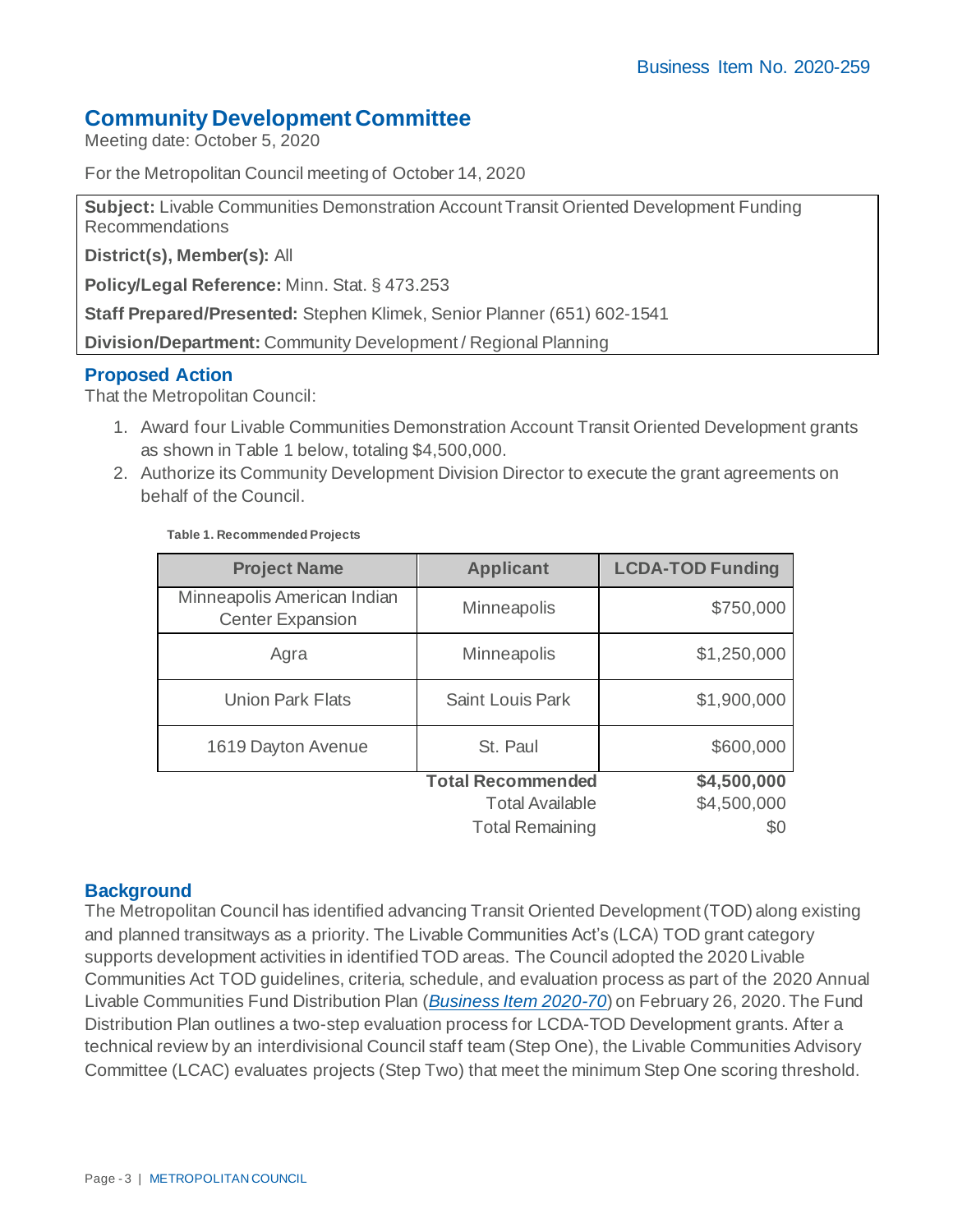Business Item No. 2020-259

# Community Development Committee

Meeting date: October 5, 2020

For the Metropolitan Council meeting of October 14, 2020

**Subject:** Livable Communities Demonstration Account Transit Oriented Development Funding Recommendations

**District(s), Member(s):** All

**Policy/Legal Reference:** Minn. Stat. § 473.253

**Staff Prepared/Presented:** Stephen Klimek, Senior Planner (651) 602-1541

**Division/Department:** Community Development / Regional Planning

## Proposed Action

That the Metropolitan Council:

1. Award four Livable Communities Demonstration Account Transit Oriented Development grants as shown in Table 1 below, totaling $4,500,000.
2. Authorize its Community Development Division Director to execute the grant agreements on behalf of the Council.

**Table 1. Recommended Projects**

| Project Name | Applicant | LCDA-TOD Funding |
|---|---|---|
| Minneapolis American Indian Center Expansion | Minneapolis | $750,000 |
| Agra | Minneapolis | $1,250,000 |
| Union Park Flats | Saint Louis Park | $1,900,000 |
| 1619 Dayton Avenue | St. Paul | $600,000 |
| | **Total Recommended** | **$4,500,000** |
| | Total Available | $4,500,000 |
| | Total Remaining | $0 |

## Background

The Metropolitan Council has identified advancing Transit Oriented Development (TOD) along existing and planned transitways as a priority. The Livable Communities Act's (LCA) TOD grant category supports development activities in identified TOD areas. The Council adopted the 2020 Livable Communities Act TOD guidelines, criteria, schedule, and evaluation process as part of the 2020 Annual Livable Communities Fund Distribution Plan (*Business Item 2020-70*) on February 26, 2020. The Fund Distribution Plan outlines a two-step evaluation process for LCDA-TOD Development grants. After a technical review by an interdivisional Council staff team (Step One), the Livable Communities Advisory Committee (LCAC) evaluates projects (Step Two) that meet the minimum Step One scoring threshold.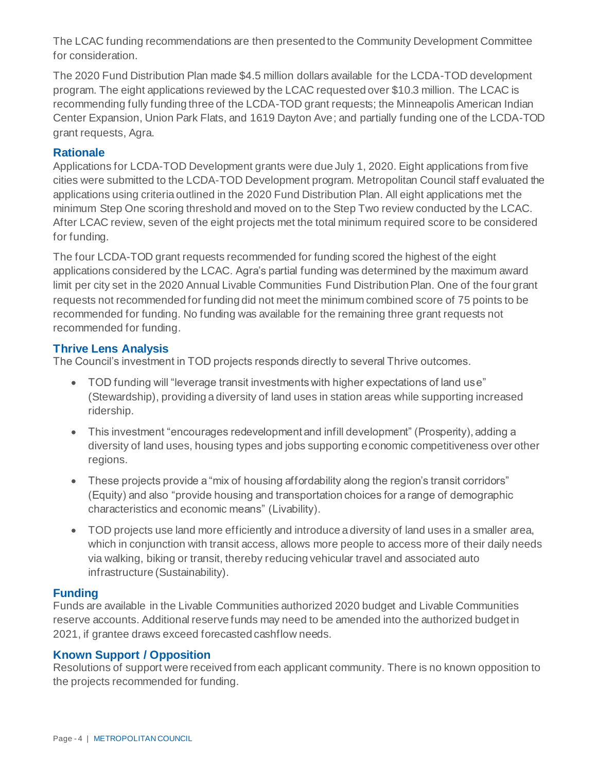The LCAC funding recommendations are then presented to the Community Development Committee for consideration.

The 2020 Fund Distribution Plan made $4.5 million dollars available for the LCDA-TOD development program. The eight applications reviewed by the LCAC requested over $10.3 million. The LCAC is recommending fully funding three of the LCDA-TOD grant requests; the Minneapolis American Indian Center Expansion, Union Park Flats, and 1619 Dayton Ave; and partially funding one of the LCDA-TOD grant requests, Agra.

## Rationale

Applications for LCDA-TOD Development grants were due July 1, 2020. Eight applications from five cities were submitted to the LCDA-TOD Development program. Metropolitan Council staff evaluated the applications using criteria outlined in the 2020 Fund Distribution Plan. All eight applications met the minimum Step One scoring threshold and moved on to the Step Two review conducted by the LCAC. After LCAC review, seven of the eight projects met the total minimum required score to be considered for funding.

The four LCDA-TOD grant requests recommended for funding scored the highest of the eight applications considered by the LCAC. Agra's partial funding was determined by the maximum award limit per city set in the 2020 Annual Livable Communities Fund Distribution Plan. One of the four grant requests not recommended for funding did not meet the minimum combined score of 75 points to be recommended for funding. No funding was available for the remaining three grant requests not recommended for funding.

## Thrive Lens Analysis

The Council's investment in TOD projects responds directly to several Thrive outcomes.

- TOD funding will "leverage transit investments with higher expectations of land use" (Stewardship), providing a diversity of land uses in station areas while supporting increased ridership.
- This investment "encourages redevelopment and infill development" (Prosperity), adding a diversity of land uses, housing types and jobs supporting economic competitiveness over other regions.
- These projects provide a "mix of housing affordability along the region's transit corridors" (Equity) and also "provide housing and transportation choices for a range of demographic characteristics and economic means" (Livability).
- TOD projects use land more efficiently and introduce a diversity of land uses in a smaller area, which in conjunction with transit access, allows more people to access more of their daily needs via walking, biking or transit, thereby reducing vehicular travel and associated auto infrastructure (Sustainability).

## Funding

Funds are available in the Livable Communities authorized 2020 budget and Livable Communities reserve accounts. Additional reserve funds may need to be amended into the authorized budget in 2021, if grantee draws exceed forecasted cashflow needs.

## Known Support / Opposition

Resolutions of support were received from each applicant community. There is no known opposition to the projects recommended for funding.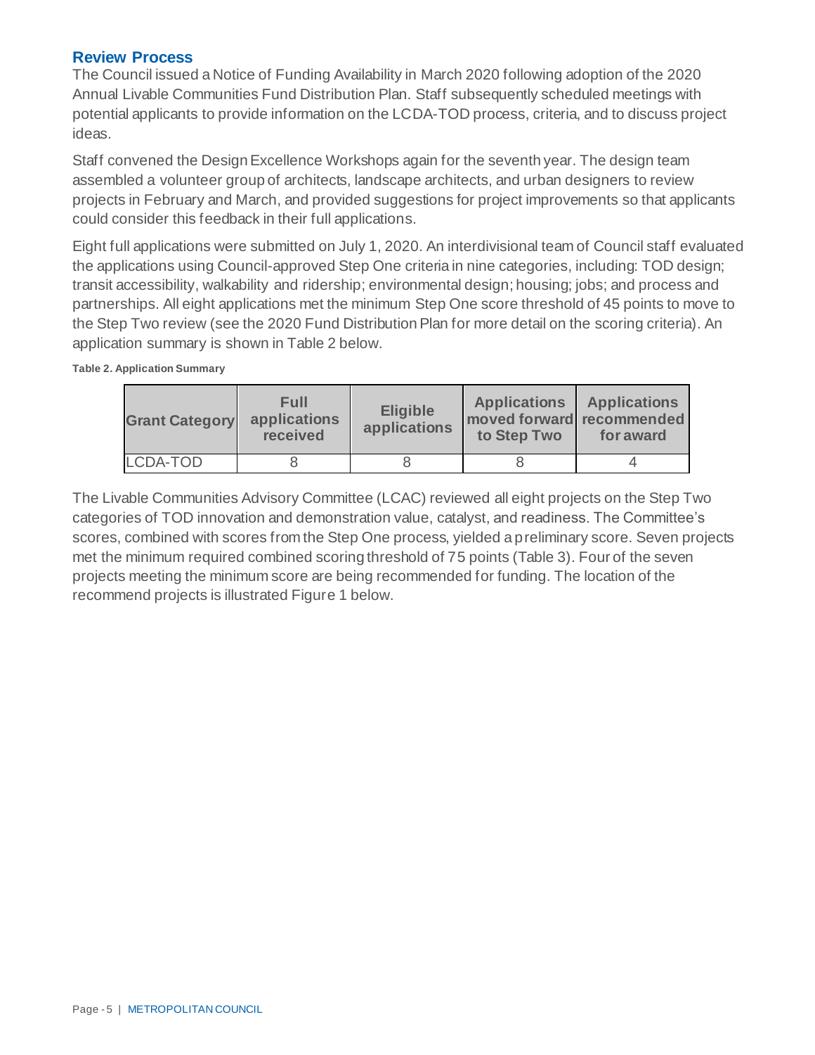## Review Process

The Council issued a Notice of Funding Availability in March 2020 following adoption of the 2020 Annual Livable Communities Fund Distribution Plan. Staff subsequently scheduled meetings with potential applicants to provide information on the LCDA-TOD process, criteria, and to discuss project ideas.

Staff convened the Design Excellence Workshops again for the seventh year. The design team assembled a volunteer group of architects, landscape architects, and urban designers to review projects in February and March, and provided suggestions for project improvements so that applicants could consider this feedback in their full applications.

Eight full applications were submitted on July 1, 2020. An interdivisional team of Council staff evaluated the applications using Council-approved Step One criteria in nine categories, including: TOD design; transit accessibility, walkability and ridership; environmental design; housing; jobs; and process and partnerships. All eight applications met the minimum Step One score threshold of 45 points to move to the Step Two review (see the 2020 Fund Distribution Plan for more detail on the scoring criteria). An application summary is shown in Table 2 below.

**Table 2. Application Summary**

| Grant Category | Full applications received | Eligible applications | Applications moved forward to Step Two | Applications recommended for award |
|---|---|---|---|---|
| LCDA-TOD | 8 | 8 | 8 | 4 |

The Livable Communities Advisory Committee (LCAC) reviewed all eight projects on the Step Two categories of TOD innovation and demonstration value, catalyst, and readiness. The Committee's scores, combined with scores from the Step One process, yielded a preliminary score. Seven projects met the minimum required combined scoring threshold of 75 points (Table 3). Four of the seven projects meeting the minimum score are being recommended for funding. The location of the recommend projects is illustrated Figure 1 below.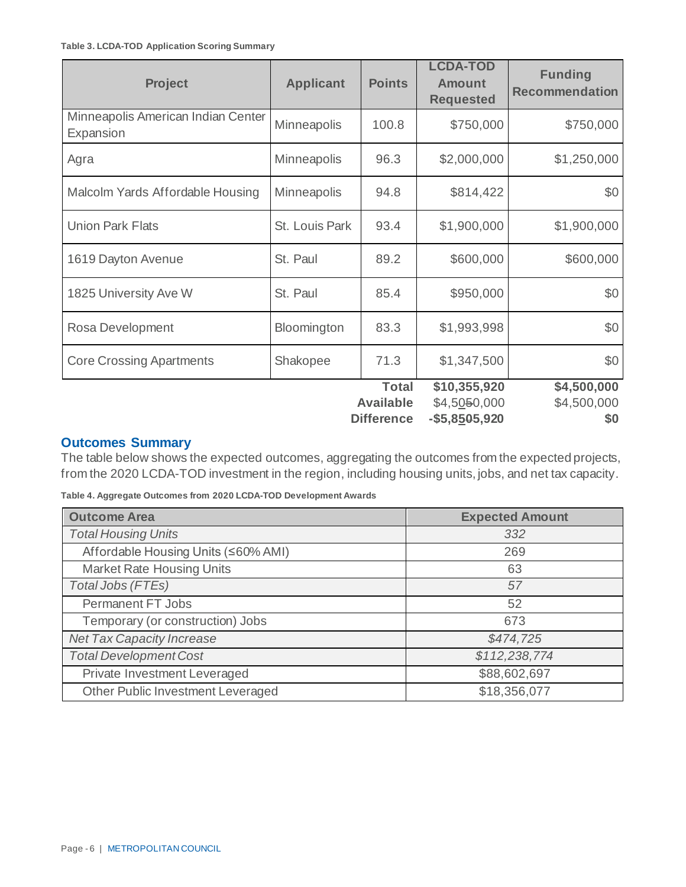**Table 3. LCDA-TOD Application Scoring Summary**

| Project | Applicant | Points | LCDA-TOD Amount Requested | Funding Recommendation |
|---|---|---|---|---|
| Minneapolis American Indian Center Expansion | Minneapolis | 100.8 | $750,000 | $750,000 |
| Agra | Minneapolis | 96.3 | $2,000,000 | $1,250,000 |
| Malcolm Yards Affordable Housing | Minneapolis | 94.8 | $814,422 | $0 |
| Union Park Flats | St. Louis Park | 93.4 | $1,900,000 | $1,900,000 |
| 1619 Dayton Avenue | St. Paul | 89.2 | $600,000 | $600,000 |
| 1825 University Ave W | St. Paul | 85.4 | $950,000 | $0 |
| Rosa Development | Bloomington | 83.3 | $1,993,998 | $0 |
| Core Crossing Apartments | Shakopee | 71.3 | $1,347,500 | $0 |
| | | **Total** | **$10,355,920** | **$4,500,000** |
| | | **Available** | $4,50~~5~~0,000 | $4,500,000 |
| | | **Difference** | **-$5,85~~0~~5,920** | **$0** |

## Outcomes Summary

The table below shows the expected outcomes, aggregating the outcomes from the expected projects, from the 2020 LCDA-TOD investment in the region, including housing units, jobs, and net tax capacity.

**Table 4. Aggregate Outcomes from 2020 LCDA-TOD Development Awards**

| Outcome Area | Expected Amount |
|---|---|
| *Total Housing Units* | *332* |
| Affordable Housing Units (≤60% AMI) | 269 |
| Market Rate Housing Units | 63 |
| *Total Jobs (FTEs)* | *57* |
| Permanent FT Jobs | 52 |
| Temporary (or construction) Jobs | 673 |
| *Net Tax Capacity Increase* | *$474,725* |
| *Total Development Cost* | *$112,238,774* |
| Private Investment Leveraged | $88,602,697 |
| Other Public Investment Leveraged | $18,356,077 |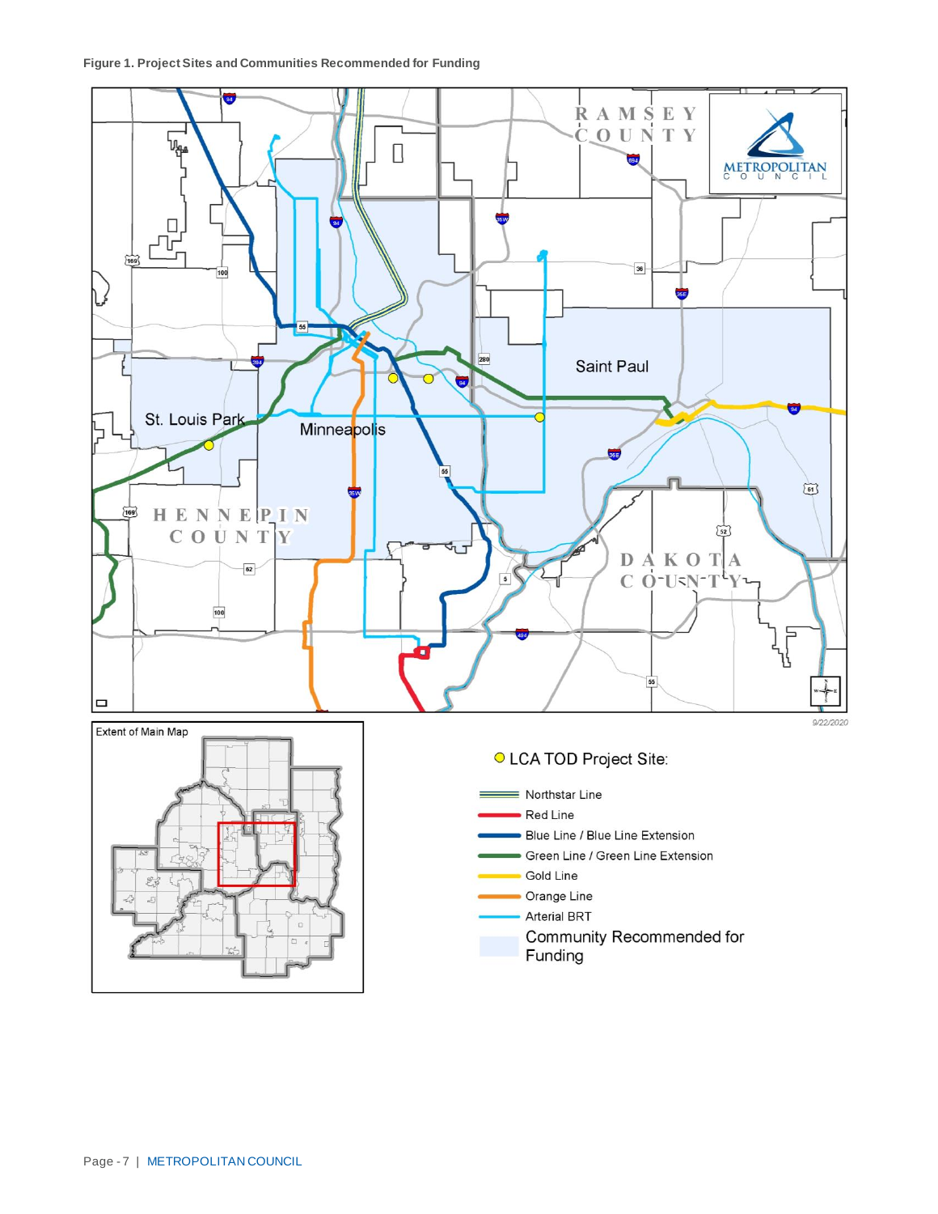**Figure 1. Project Sites and Communities Recommended for Funding**

RAMSEY COUNTY

METROPOLITAN COUNCIL

Saint Paul

St. Louis Park

Minneapolis

HENNEPIN COUNTY

DAKOTA COUNTY

Extent of Main Map

9/22/2020

- LCA TOD Project Site:
- Northstar Line
- Red Line
- Blue Line / Blue Line Extension
- Green Line / Green Line Extension
- Gold Line
- Orange Line
- Arterial BRT
- Community Recommended for Funding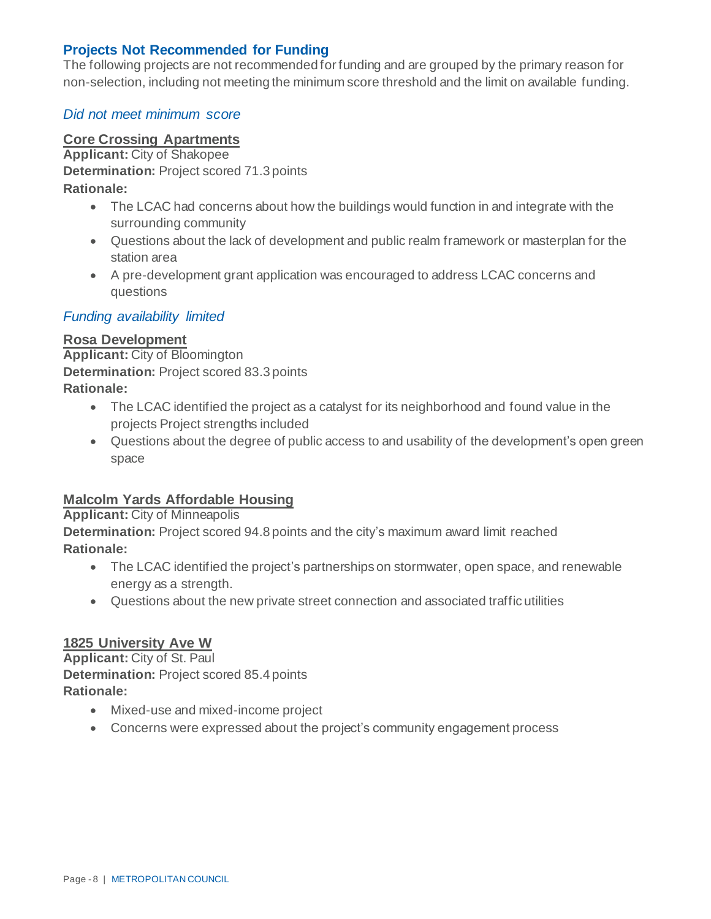## Projects Not Recommended for Funding

The following projects are not recommended for funding and are grouped by the primary reason for non-selection, including not meeting the minimum score threshold and the limit on available funding.

### *Did not meet minimum score*

#### Core Crossing Apartments

**Applicant:** City of Shakopee
**Determination:** Project scored 71.3 points
**Rationale:**

- The LCAC had concerns about how the buildings would function in and integrate with the surrounding community
- Questions about the lack of development and public realm framework or masterplan for the station area
- A pre-development grant application was encouraged to address LCAC concerns and questions

### *Funding availability limited*

#### Rosa Development

**Applicant:** City of Bloomington
**Determination:** Project scored 83.3 points
**Rationale:**

- The LCAC identified the project as a catalyst for its neighborhood and found value in the projects Project strengths included
- Questions about the degree of public access to and usability of the development's open green space

#### Malcolm Yards Affordable Housing

**Applicant:** City of Minneapolis
**Determination:** Project scored 94.8 points and the city's maximum award limit reached
**Rationale:**

- The LCAC identified the project's partnerships on stormwater, open space, and renewable energy as a strength.
- Questions about the new private street connection and associated traffic utilities

#### 1825 University Ave W

**Applicant:** City of St. Paul
**Determination:** Project scored 85.4 points
**Rationale:**

- Mixed-use and mixed-income project
- Concerns were expressed about the project's community engagement process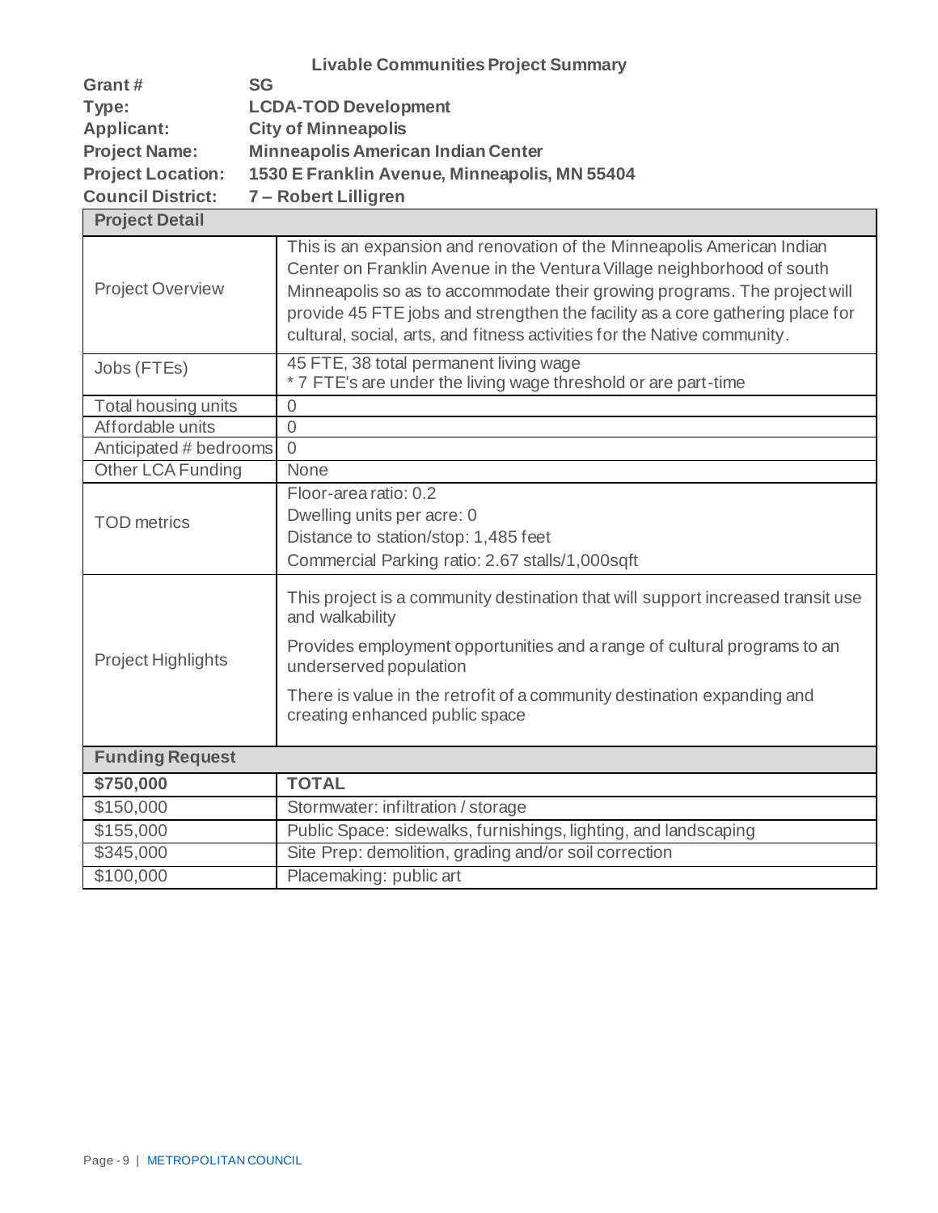### Livable Communities Project Summary

**Grant #** **SG**
**Type:** **LCDA-TOD Development**
**Applicant:** **City of Minneapolis**
**Project Name:** **Minneapolis American Indian Center**
**Project Location:** **1530 E Franklin Avenue, Minneapolis, MN 55404**
**Council District:** **7 – Robert Lilligren**

| **Project Detail** | |
|---|---|
| Project Overview | This is an expansion and renovation of the Minneapolis American Indian Center on Franklin Avenue in the Ventura Village neighborhood of south Minneapolis so as to accommodate their growing programs. The project will provide 45 FTE jobs and strengthen the facility as a core gathering place for cultural, social, arts, and fitness activities for the Native community. |
| Jobs (FTEs) | 45 FTE, 38 total permanent living wage<br>* 7 FTE's are under the living wage threshold or are part-time |
| Total housing units | 0 |
| Affordable units | 0 |
| Anticipated # bedrooms | 0 |
| Other LCA Funding | None |
| TOD metrics | Floor-area ratio: 0.2<br>Dwelling units per acre: 0<br>Distance to station/stop: 1,485 feet<br>Commercial Parking ratio: 2.67 stalls/1,000sqft |
| Project Highlights | This project is a community destination that will support increased transit use and walkability<br>Provides employment opportunities and a range of cultural programs to an underserved population<br>There is value in the retrofit of a community destination expanding and creating enhanced public space |

| **Funding Request** | |
|---|---|
| **$750,000** | **TOTAL** |
| $150,000 | Stormwater: infiltration / storage |
| $155,000 | Public Space: sidewalks, furnishings, lighting, and landscaping |
| $345,000 | Site Prep: demolition, grading and/or soil correction |
| $100,000 | Placemaking: public art |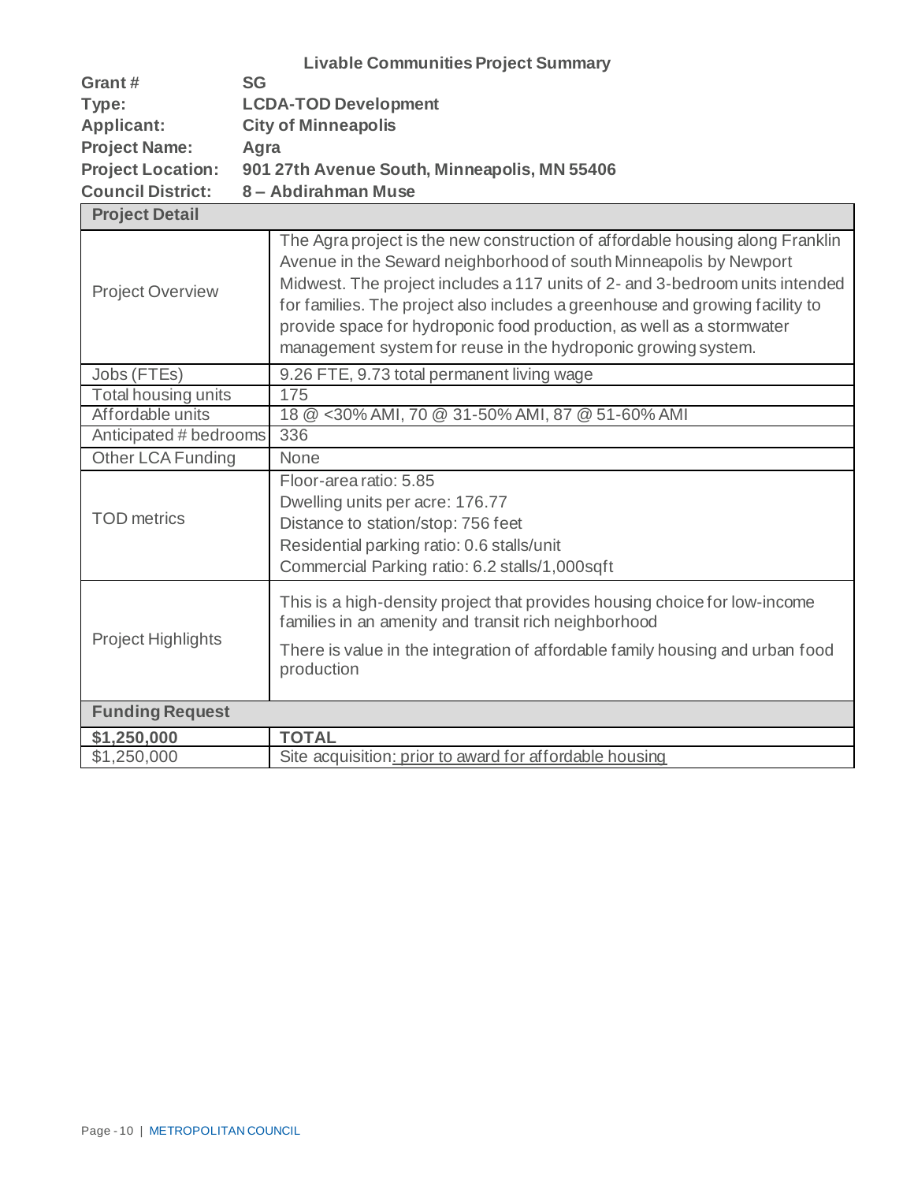## Livable Communities Project Summary

**Grant #** **SG**
**Type:** **LCDA-TOD Development**
**Applicant:** **City of Minneapolis**
**Project Name:** **Agra**
**Project Location:** **901 27th Avenue South, Minneapolis, MN 55406**
**Council District:** **8 – Abdirahman Muse**

| **Project Detail** | |
|---|---|
| Project Overview | The Agra project is the new construction of affordable housing along Franklin Avenue in the Seward neighborhood of south Minneapolis by Newport Midwest. The project includes a 117 units of 2- and 3-bedroom units intended for families. The project also includes a greenhouse and growing facility to provide space for hydroponic food production, as well as a stormwater management system for reuse in the hydroponic growing system. |
| Jobs (FTEs) | 9.26 FTE, 9.73 total permanent living wage |
| Total housing units | 175 |
| Affordable units | 18 @ <30% AMI, 70 @ 31-50% AMI, 87 @ 51-60% AMI |
| Anticipated # bedrooms | 336 |
| Other LCA Funding | None |
| TOD metrics | Floor-area ratio: 5.85<br>Dwelling units per acre: 176.77<br>Distance to station/stop: 756 feet<br>Residential parking ratio: 0.6 stalls/unit<br>Commercial Parking ratio: 6.2 stalls/1,000sqft |
| Project Highlights | This is a high-density project that provides housing choice for low-income families in an amenity and transit rich neighborhood<br>There is value in the integration of affordable family housing and urban food production |
| **Funding Request** | |
| **$1,250,000** | **TOTAL** |
| $1,250,000 | Site acquisition: prior to award for affordable housing |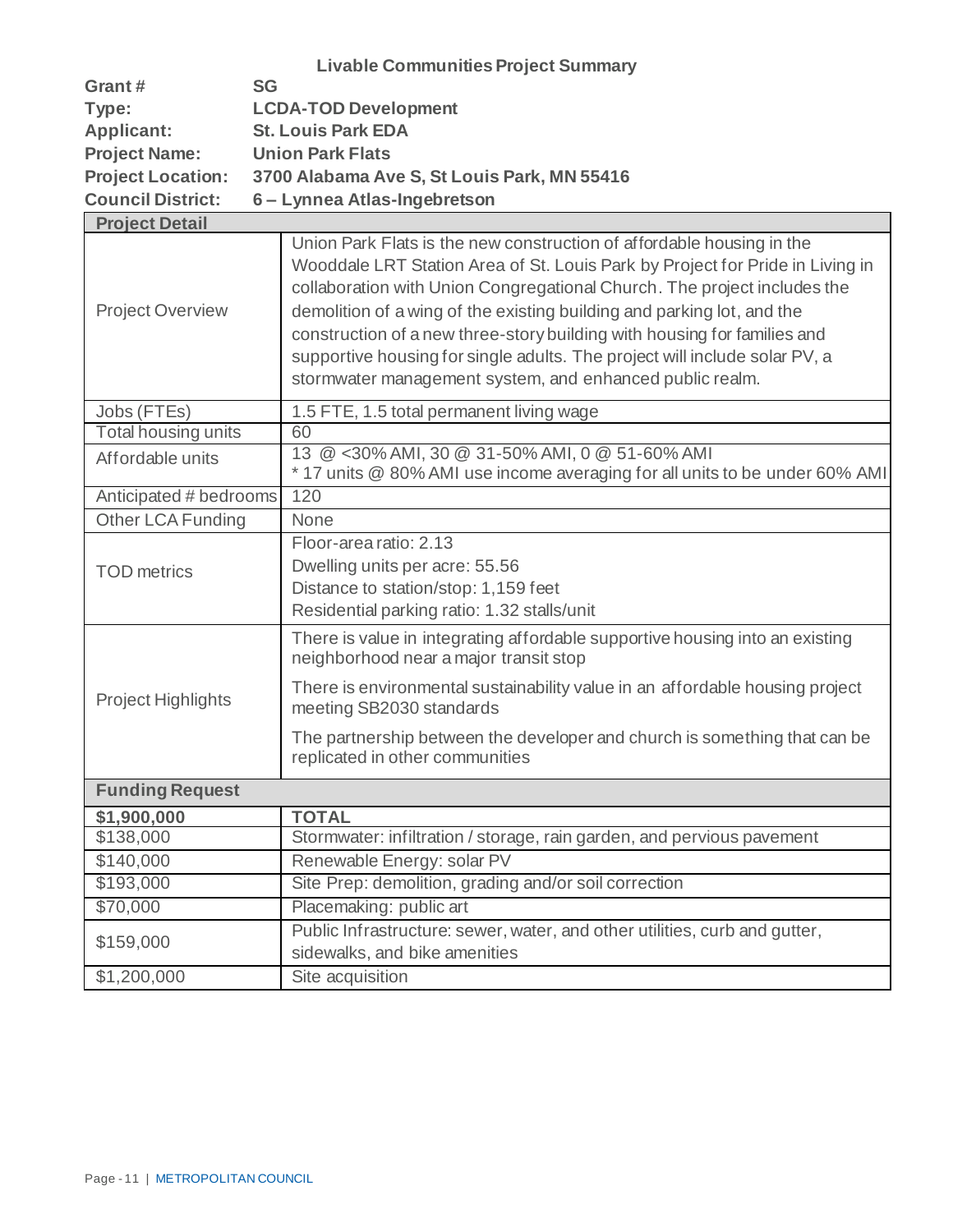## Livable Communities Project Summary

**Grant #** **SG**
**Type:** **LCDA-TOD Development**
**Applicant:** **St. Louis Park EDA**
**Project Name:** **Union Park Flats**
**Project Location:** **3700 Alabama Ave S, St Louis Park, MN 55416**
**Council District:** **6 – Lynnea Atlas-Ingebretson**

| **Project Detail** | |
|---|---|
| Project Overview | Union Park Flats is the new construction of affordable housing in the Wooddale LRT Station Area of St. Louis Park by Project for Pride in Living in collaboration with Union Congregational Church. The project includes the demolition of a wing of the existing building and parking lot, and the construction of a new three-story building with housing for families and supportive housing for single adults. The project will include solar PV, a stormwater management system, and enhanced public realm. |
| Jobs (FTEs) | 1.5 FTE, 1.5 total permanent living wage |
| Total housing units | 60 |
| Affordable units | 13 @ <30% AMI, 30 @ 31-50% AMI, 0 @ 51-60% AMI<br>* 17 units @ 80% AMI use income averaging for all units to be under 60% AMI |
| Anticipated # bedrooms | 120 |
| Other LCA Funding | None |
| TOD metrics | Floor-area ratio: 2.13<br>Dwelling units per acre: 55.56<br>Distance to station/stop: 1,159 feet<br>Residential parking ratio: 1.32 stalls/unit |
| Project Highlights | There is value in integrating affordable supportive housing into an existing neighborhood near a major transit stop<br><br>There is environmental sustainability value in an affordable housing project meeting SB2030 standards<br><br>The partnership between the developer and church is something that can be replicated in other communities |

| **Funding Request** | |
|---|---|
| **$1,900,000** | **TOTAL** |
| $138,000 | Stormwater: infiltration / storage, rain garden, and pervious pavement |
| $140,000 | Renewable Energy: solar PV |
| $193,000 | Site Prep: demolition, grading and/or soil correction |
| $70,000 | Placemaking: public art |
| $159,000 | Public Infrastructure: sewer, water, and other utilities, curb and gutter, sidewalks, and bike amenities |
| $1,200,000 | Site acquisition |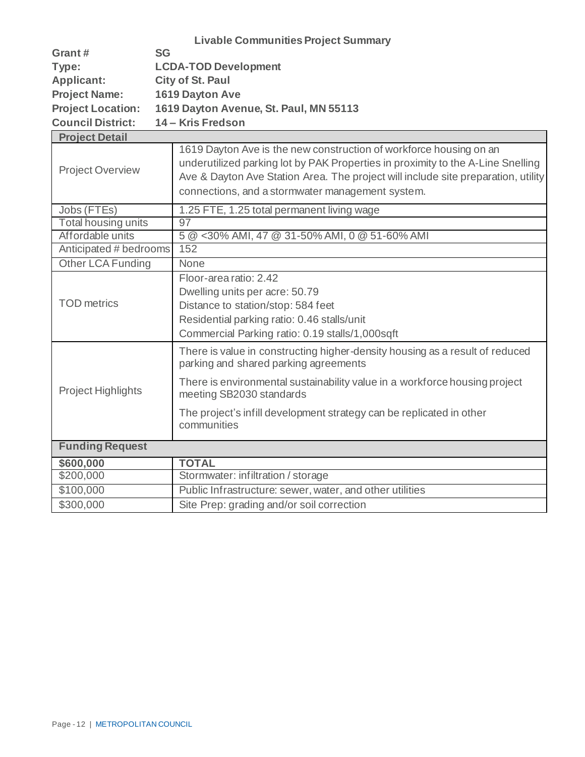## Livable Communities Project Summary

**Grant #** **SG**
**Type:** **LCDA-TOD Development**
**Applicant:** **City of St. Paul**
**Project Name:** **1619 Dayton Ave**
**Project Location:** **1619 Dayton Avenue, St. Paul, MN 55113**
**Council District:** **14 – Kris Fredson**

| **Project Detail** | |
|---|---|
| Project Overview | 1619 Dayton Ave is the new construction of workforce housing on an underutilized parking lot by PAK Properties in proximity to the A-Line Snelling Ave & Dayton Ave Station Area. The project will include site preparation, utility connections, and a stormwater management system. |
| Jobs (FTEs) | 1.25 FTE, 1.25 total permanent living wage |
| Total housing units | 97 |
| Affordable units | 5 @ <30% AMI, 47 @ 31-50% AMI, 0 @ 51-60% AMI |
| Anticipated # bedrooms | 152 |
| Other LCA Funding | None |
| TOD metrics | Floor-area ratio: 2.42<br>Dwelling units per acre: 50.79<br>Distance to station/stop: 584 feet<br>Residential parking ratio: 0.46 stalls/unit<br>Commercial Parking ratio: 0.19 stalls/1,000sqft |
| Project Highlights | There is value in constructing higher-density housing as a result of reduced parking and shared parking agreements<br>There is environmental sustainability value in a workforce housing project meeting SB2030 standards<br>The project's infill development strategy can be replicated in other communities |

| **Funding Request** | |
|---|---|
| **$600,000** | **TOTAL** |
| $200,000 | Stormwater: infiltration / storage |
| $100,000 | Public Infrastructure: sewer, water, and other utilities |
| $300,000 | Site Prep: grading and/or soil correction |